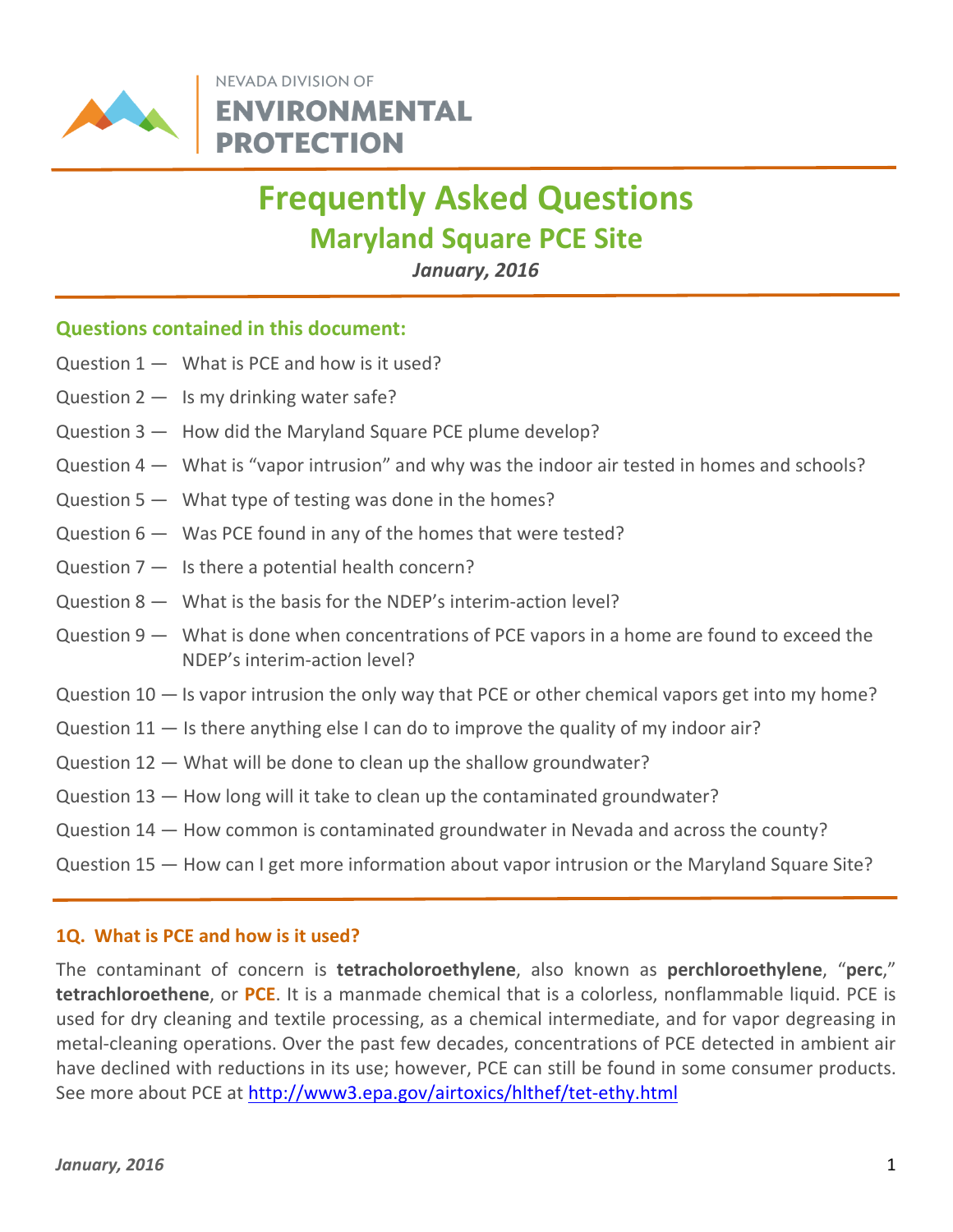NEVADA DIVISION OF
**ENVIRONMENTAL PROTECTION**

# Frequently Asked Questions
## Maryland Square PCE Site
*January, 2016*

### Questions contained in this document:

Question 1 — What is PCE and how is it used?

Question 2 — Is my drinking water safe?

Question 3 — How did the Maryland Square PCE plume develop?

Question 4 — What is "vapor intrusion" and why was the indoor air tested in homes and schools?

Question 5 — What type of testing was done in the homes?

Question 6 — Was PCE found in any of the homes that were tested?

Question 7 — Is there a potential health concern?

Question 8 — What is the basis for the NDEP's interim-action level?

Question 9 — What is done when concentrations of PCE vapors in a home are found to exceed the NDEP's interim-action level?

Question 10 — Is vapor intrusion the only way that PCE or other chemical vapors get into my home?

Question 11 — Is there anything else I can do to improve the quality of my indoor air?

Question 12 — What will be done to clean up the shallow groundwater?

Question 13 — How long will it take to clean up the contaminated groundwater?

Question 14 — How common is contaminated groundwater in Nevada and across the county?

Question 15 — How can I get more information about vapor intrusion or the Maryland Square Site?

### 1Q. What is PCE and how is it used?

The contaminant of concern is **tetracholoroethylene**, also known as **perchloroethylene**, "**perc**," **tetrachloroethene**, or **PCE**. It is a manmade chemical that is a colorless, nonflammable liquid. PCE is used for dry cleaning and textile processing, as a chemical intermediate, and for vapor degreasing in metal-cleaning operations. Over the past few decades, concentrations of PCE detected in ambient air have declined with reductions in its use; however, PCE can still be found in some consumer products. See more about PCE at http://www3.epa.gov/airtoxics/hlthef/tet-ethy.html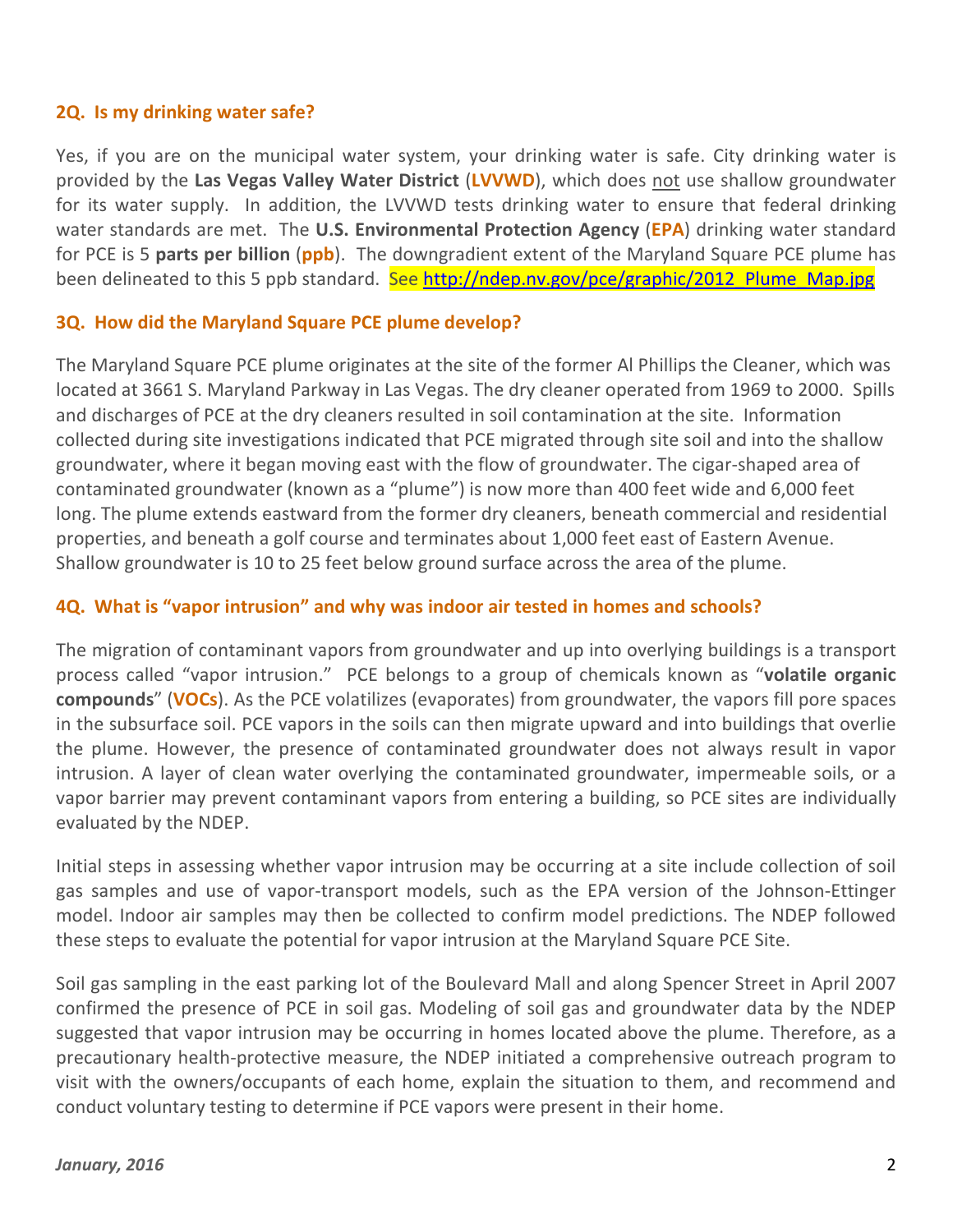### 2Q. Is my drinking water safe?

Yes, if you are on the municipal water system, your drinking water is safe. City drinking water is provided by the **Las Vegas Valley Water District** (**LVVWD**), which does not use shallow groundwater for its water supply. In addition, the LVVWD tests drinking water to ensure that federal drinking water standards are met. The **U.S. Environmental Protection Agency** (**EPA**) drinking water standard for PCE is 5 **parts per billion** (**ppb**). The downgradient extent of the Maryland Square PCE plume has been delineated to this 5 ppb standard. See http://ndep.nv.gov/pce/graphic/2012_Plume_Map.jpg

### 3Q. How did the Maryland Square PCE plume develop?

The Maryland Square PCE plume originates at the site of the former Al Phillips the Cleaner, which was located at 3661 S. Maryland Parkway in Las Vegas. The dry cleaner operated from 1969 to 2000. Spills and discharges of PCE at the dry cleaners resulted in soil contamination at the site. Information collected during site investigations indicated that PCE migrated through site soil and into the shallow groundwater, where it began moving east with the flow of groundwater. The cigar-shaped area of contaminated groundwater (known as a "plume") is now more than 400 feet wide and 6,000 feet long. The plume extends eastward from the former dry cleaners, beneath commercial and residential properties, and beneath a golf course and terminates about 1,000 feet east of Eastern Avenue. Shallow groundwater is 10 to 25 feet below ground surface across the area of the plume.

### 4Q. What is "vapor intrusion" and why was indoor air tested in homes and schools?

The migration of contaminant vapors from groundwater and up into overlying buildings is a transport process called "vapor intrusion." PCE belongs to a group of chemicals known as "**volatile organic compounds**" (**VOCs**). As the PCE volatilizes (evaporates) from groundwater, the vapors fill pore spaces in the subsurface soil. PCE vapors in the soils can then migrate upward and into buildings that overlie the plume. However, the presence of contaminated groundwater does not always result in vapor intrusion. A layer of clean water overlying the contaminated groundwater, impermeable soils, or a vapor barrier may prevent contaminant vapors from entering a building, so PCE sites are individually evaluated by the NDEP.

Initial steps in assessing whether vapor intrusion may be occurring at a site include collection of soil gas samples and use of vapor-transport models, such as the EPA version of the Johnson-Ettinger model. Indoor air samples may then be collected to confirm model predictions. The NDEP followed these steps to evaluate the potential for vapor intrusion at the Maryland Square PCE Site.

Soil gas sampling in the east parking lot of the Boulevard Mall and along Spencer Street in April 2007 confirmed the presence of PCE in soil gas. Modeling of soil gas and groundwater data by the NDEP suggested that vapor intrusion may be occurring in homes located above the plume. Therefore, as a precautionary health-protective measure, the NDEP initiated a comprehensive outreach program to visit with the owners/occupants of each home, explain the situation to them, and recommend and conduct voluntary testing to determine if PCE vapors were present in their home.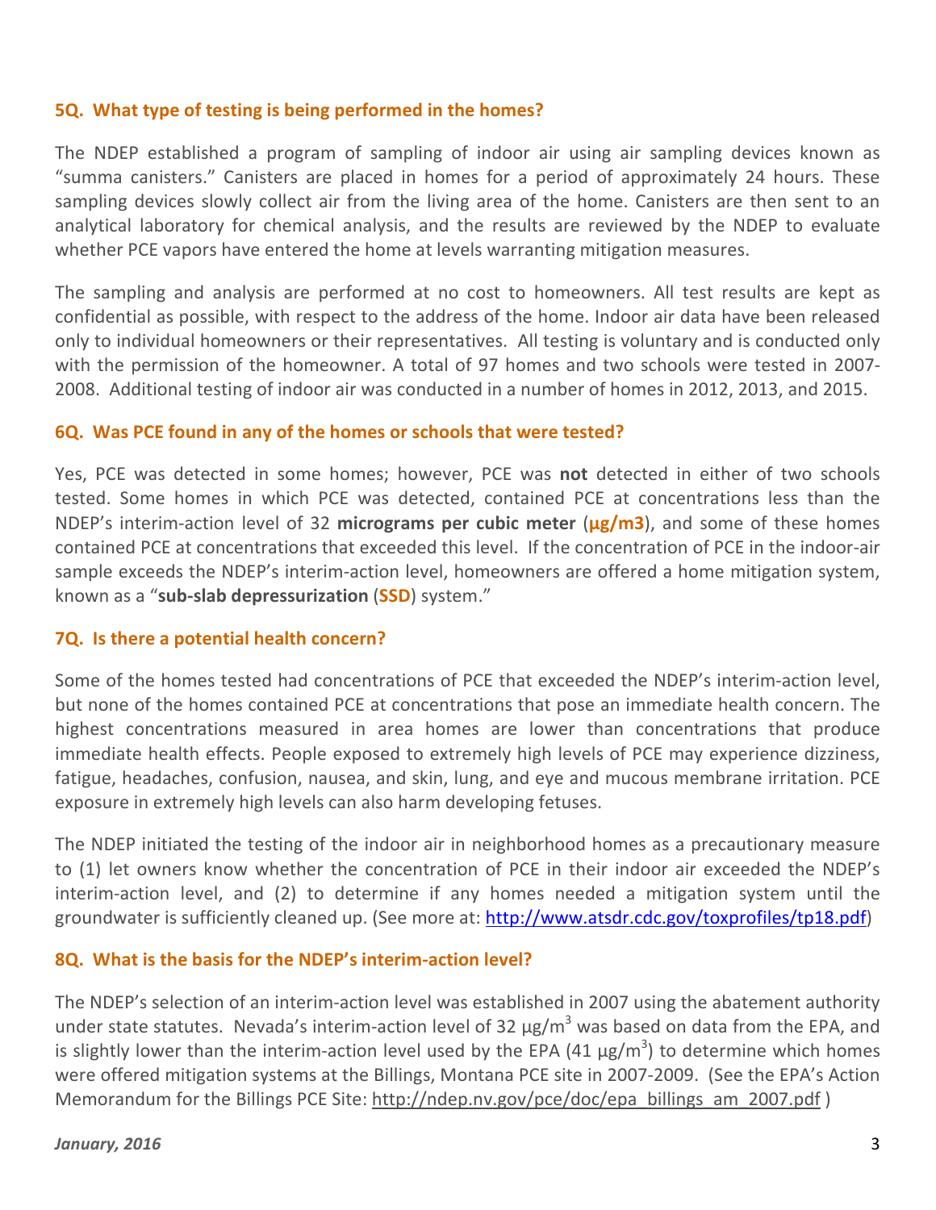### 5Q. What type of testing is being performed in the homes?

The NDEP established a program of sampling of indoor air using air sampling devices known as "summa canisters." Canisters are placed in homes for a period of approximately 24 hours. These sampling devices slowly collect air from the living area of the home. Canisters are then sent to an analytical laboratory for chemical analysis, and the results are reviewed by the NDEP to evaluate whether PCE vapors have entered the home at levels warranting mitigation measures.

The sampling and analysis are performed at no cost to homeowners. All test results are kept as confidential as possible, with respect to the address of the home. Indoor air data have been released only to individual homeowners or their representatives. All testing is voluntary and is conducted only with the permission of the homeowner. A total of 97 homes and two schools were tested in 2007-2008. Additional testing of indoor air was conducted in a number of homes in 2012, 2013, and 2015.

### 6Q. Was PCE found in any of the homes or schools that were tested?

Yes, PCE was detected in some homes; however, PCE was **not** detected in either of two schools tested. Some homes in which PCE was detected, contained PCE at concentrations less than the NDEP's interim-action level of 32 **micrograms per cubic meter** (**µg/m3**), and some of these homes contained PCE at concentrations that exceeded this level. If the concentration of PCE in the indoor-air sample exceeds the NDEP's interim-action level, homeowners are offered a home mitigation system, known as a "**sub-slab depressurization** (**SSD**) system."

### 7Q. Is there a potential health concern?

Some of the homes tested had concentrations of PCE that exceeded the NDEP's interim-action level, but none of the homes contained PCE at concentrations that pose an immediate health concern. The highest concentrations measured in area homes are lower than concentrations that produce immediate health effects. People exposed to extremely high levels of PCE may experience dizziness, fatigue, headaches, confusion, nausea, and skin, lung, and eye and mucous membrane irritation. PCE exposure in extremely high levels can also harm developing fetuses.

The NDEP initiated the testing of the indoor air in neighborhood homes as a precautionary measure to (1) let owners know whether the concentration of PCE in their indoor air exceeded the NDEP's interim-action level, and (2) to determine if any homes needed a mitigation system until the groundwater is sufficiently cleaned up. (See more at: http://www.atsdr.cdc.gov/toxprofiles/tp18.pdf)

### 8Q. What is the basis for the NDEP's interim-action level?

The NDEP's selection of an interim-action level was established in 2007 using the abatement authority under state statutes. Nevada's interim-action level of 32 $\mu g/m^3$ was based on data from the EPA, and is slightly lower than the interim-action level used by the EPA (41 $\mu g/m^3$) to determine which homes were offered mitigation systems at the Billings, Montana PCE site in 2007-2009. (See the EPA's Action Memorandum for the Billings PCE Site: http://ndep.nv.gov/pce/doc/epa_billings_am_2007.pdf )

*January, 2016*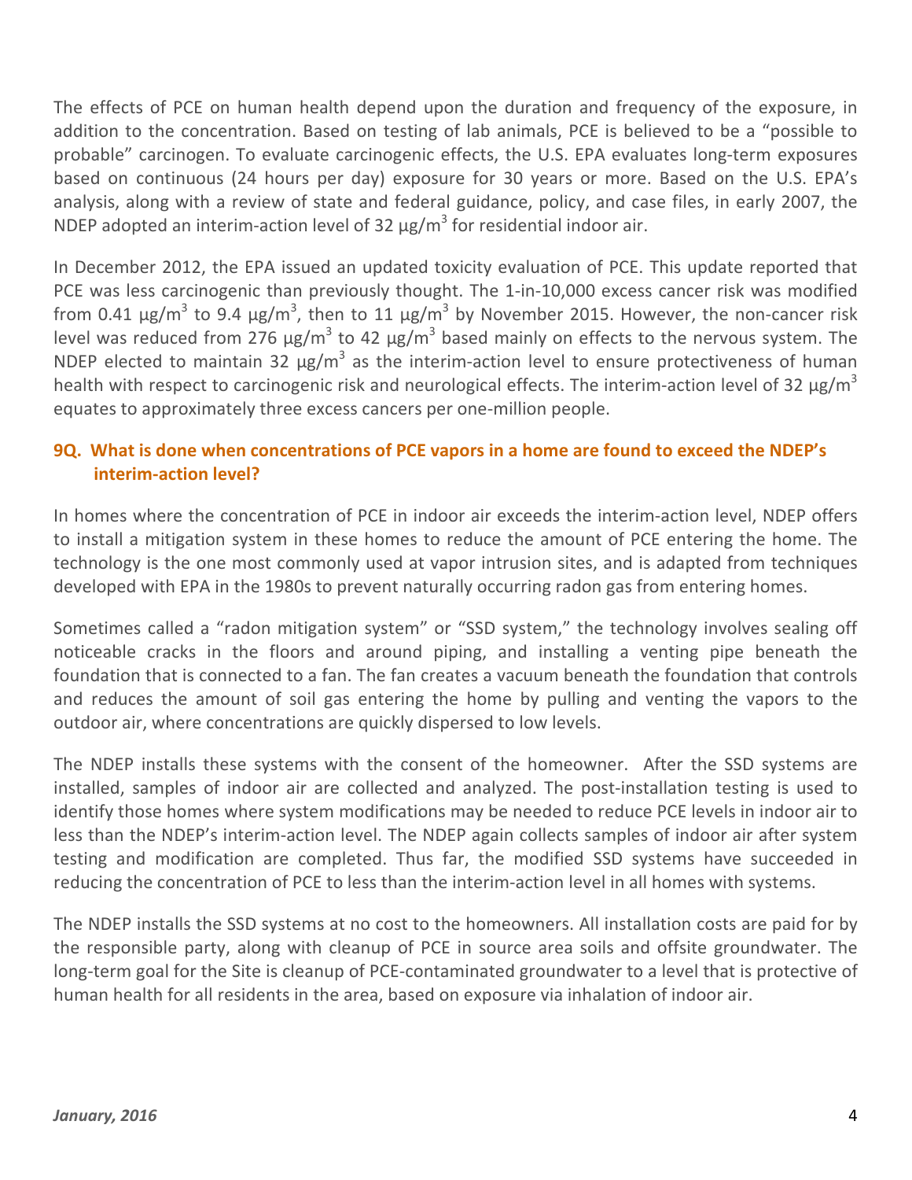The effects of PCE on human health depend upon the duration and frequency of the exposure, in addition to the concentration. Based on testing of lab animals, PCE is believed to be a "possible to probable" carcinogen. To evaluate carcinogenic effects, the U.S. EPA evaluates long-term exposures based on continuous (24 hours per day) exposure for 30 years or more. Based on the U.S. EPA's analysis, along with a review of state and federal guidance, policy, and case files, in early 2007, the NDEP adopted an interim-action level of 32 $\mu g/m^3$ for residential indoor air.

In December 2012, the EPA issued an updated toxicity evaluation of PCE. This update reported that PCE was less carcinogenic than previously thought. The 1-in-10,000 excess cancer risk was modified from 0.41 $\mu g/m^3$ to 9.4 $\mu g/m^3$, then to 11 $\mu g/m^3$ by November 2015. However, the non-cancer risk level was reduced from 276 $\mu g/m^3$ to 42 $\mu g/m^3$ based mainly on effects to the nervous system. The NDEP elected to maintain 32 $\mu g/m^3$ as the interim-action level to ensure protectiveness of human health with respect to carcinogenic risk and neurological effects. The interim-action level of 32 $\mu g/m^3$ equates to approximately three excess cancers per one-million people.

### 9Q. What is done when concentrations of PCE vapors in a home are found to exceed the NDEP's interim-action level?

In homes where the concentration of PCE in indoor air exceeds the interim-action level, NDEP offers to install a mitigation system in these homes to reduce the amount of PCE entering the home. The technology is the one most commonly used at vapor intrusion sites, and is adapted from techniques developed with EPA in the 1980s to prevent naturally occurring radon gas from entering homes.

Sometimes called a "radon mitigation system" or "SSD system," the technology involves sealing off noticeable cracks in the floors and around piping, and installing a venting pipe beneath the foundation that is connected to a fan. The fan creates a vacuum beneath the foundation that controls and reduces the amount of soil gas entering the home by pulling and venting the vapors to the outdoor air, where concentrations are quickly dispersed to low levels.

The NDEP installs these systems with the consent of the homeowner. After the SSD systems are installed, samples of indoor air are collected and analyzed. The post-installation testing is used to identify those homes where system modifications may be needed to reduce PCE levels in indoor air to less than the NDEP's interim-action level. The NDEP again collects samples of indoor air after system testing and modification are completed. Thus far, the modified SSD systems have succeeded in reducing the concentration of PCE to less than the interim-action level in all homes with systems.

The NDEP installs the SSD systems at no cost to the homeowners. All installation costs are paid for by the responsible party, along with cleanup of PCE in source area soils and offsite groundwater. The long-term goal for the Site is cleanup of PCE-contaminated groundwater to a level that is protective of human health for all residents in the area, based on exposure via inhalation of indoor air.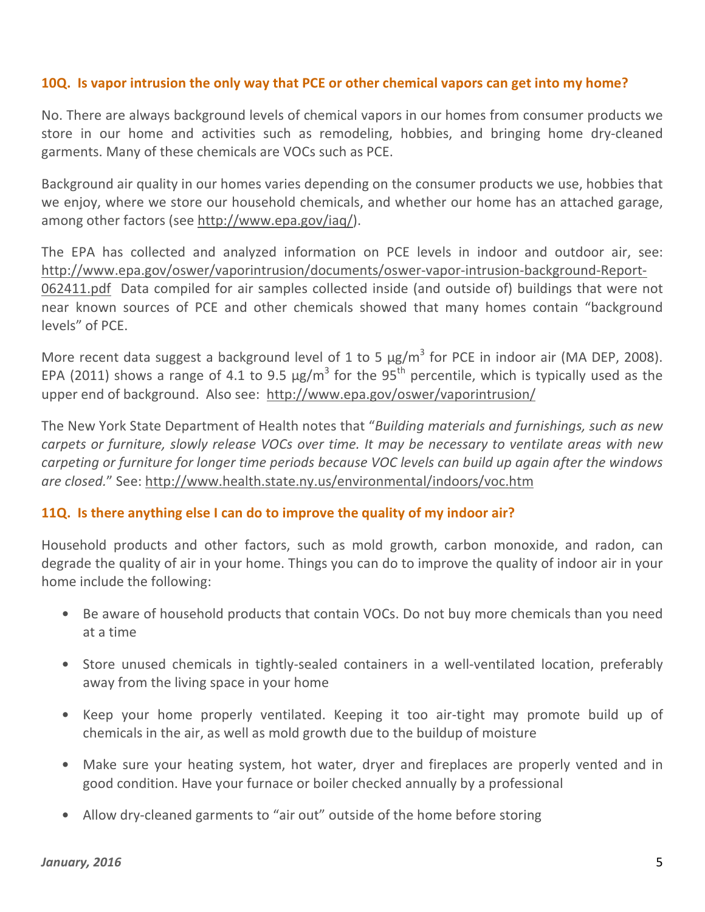### 10Q. Is vapor intrusion the only way that PCE or other chemical vapors can get into my home?

No. There are always background levels of chemical vapors in our homes from consumer products we store in our home and activities such as remodeling, hobbies, and bringing home dry-cleaned garments. Many of these chemicals are VOCs such as PCE.

Background air quality in our homes varies depending on the consumer products we use, hobbies that we enjoy, where we store our household chemicals, and whether our home has an attached garage, among other factors (see http://www.epa.gov/iaq/).

The EPA has collected and analyzed information on PCE levels in indoor and outdoor air, see: http://www.epa.gov/oswer/vaporintrusion/documents/oswer-vapor-intrusion-background-Report-062411.pdf Data compiled for air samples collected inside (and outside of) buildings that were not near known sources of PCE and other chemicals showed that many homes contain "background levels" of PCE.

More recent data suggest a background level of 1 to 5 $\mu g/m^3$ for PCE in indoor air (MA DEP, 2008). EPA (2011) shows a range of 4.1 to 9.5 $\mu g/m^3$ for the $95^{th}$ percentile, which is typically used as the upper end of background. Also see: http://www.epa.gov/oswer/vaporintrusion/

The New York State Department of Health notes that "*Building materials and furnishings, such as new carpets or furniture, slowly release VOCs over time. It may be necessary to ventilate areas with new carpeting or furniture for longer time periods because VOC levels can build up again after the windows are closed.*" See: http://www.health.state.ny.us/environmental/indoors/voc.htm

### 11Q. Is there anything else I can do to improve the quality of my indoor air?

Household products and other factors, such as mold growth, carbon monoxide, and radon, can degrade the quality of air in your home. Things you can do to improve the quality of indoor air in your home include the following:

- Be aware of household products that contain VOCs. Do not buy more chemicals than you need at a time
- Store unused chemicals in tightly-sealed containers in a well-ventilated location, preferably away from the living space in your home
- Keep your home properly ventilated. Keeping it too air-tight may promote build up of chemicals in the air, as well as mold growth due to the buildup of moisture
- Make sure your heating system, hot water, dryer and fireplaces are properly vented and in good condition. Have your furnace or boiler checked annually by a professional
- Allow dry-cleaned garments to "air out" outside of the home before storing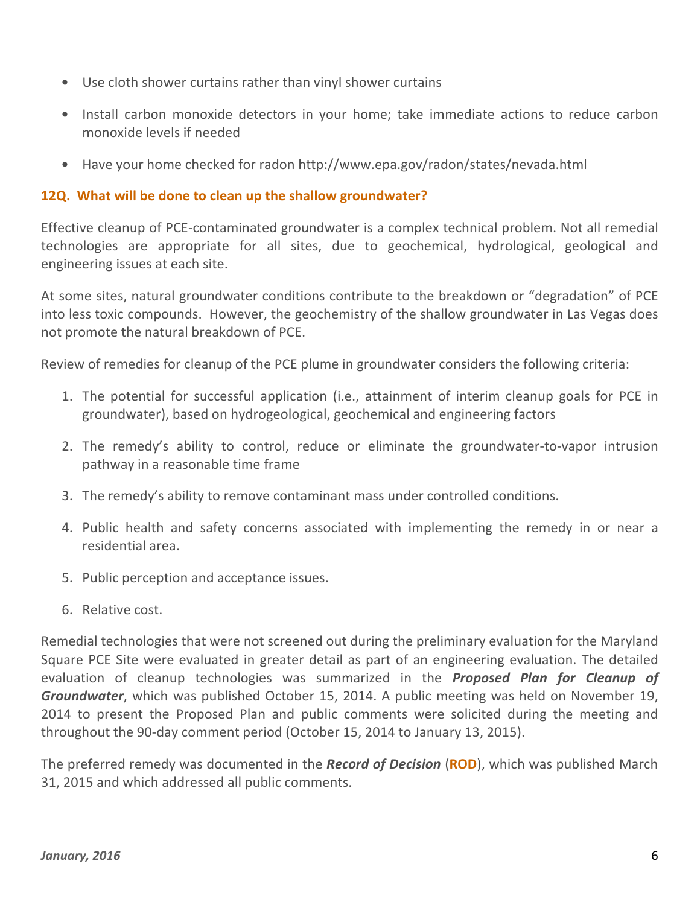- Use cloth shower curtains rather than vinyl shower curtains
- Install carbon monoxide detectors in your home; take immediate actions to reduce carbon monoxide levels if needed
- Have your home checked for radon http://www.epa.gov/radon/states/nevada.html

### 12Q. What will be done to clean up the shallow groundwater?

Effective cleanup of PCE-contaminated groundwater is a complex technical problem. Not all remedial technologies are appropriate for all sites, due to geochemical, hydrological, geological and engineering issues at each site.

At some sites, natural groundwater conditions contribute to the breakdown or "degradation" of PCE into less toxic compounds. However, the geochemistry of the shallow groundwater in Las Vegas does not promote the natural breakdown of PCE.

Review of remedies for cleanup of the PCE plume in groundwater considers the following criteria:

1. The potential for successful application (i.e., attainment of interim cleanup goals for PCE in groundwater), based on hydrogeological, geochemical and engineering factors
2. The remedy's ability to control, reduce or eliminate the groundwater-to-vapor intrusion pathway in a reasonable time frame
3. The remedy's ability to remove contaminant mass under controlled conditions.
4. Public health and safety concerns associated with implementing the remedy in or near a residential area.
5. Public perception and acceptance issues.
6. Relative cost.

Remedial technologies that were not screened out during the preliminary evaluation for the Maryland Square PCE Site were evaluated in greater detail as part of an engineering evaluation. The detailed evaluation of cleanup technologies was summarized in the ***Proposed Plan for Cleanup of Groundwater***, which was published October 15, 2014. A public meeting was held on November 19, 2014 to present the Proposed Plan and public comments were solicited during the meeting and throughout the 90-day comment period (October 15, 2014 to January 13, 2015).

The preferred remedy was documented in the ***Record of Decision*** (**ROD**), which was published March 31, 2015 and which addressed all public comments.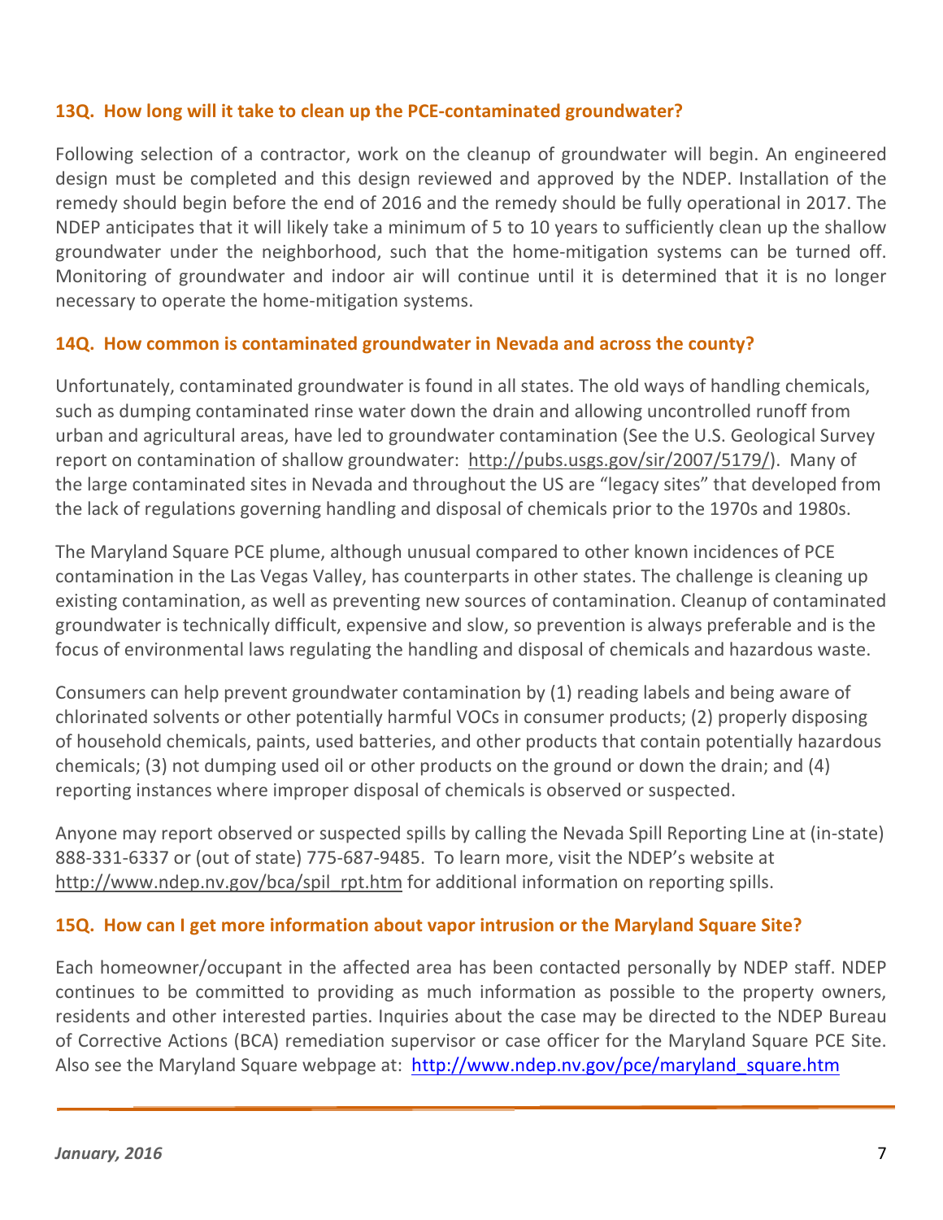### 13Q. How long will it take to clean up the PCE-contaminated groundwater?

Following selection of a contractor, work on the cleanup of groundwater will begin. An engineered design must be completed and this design reviewed and approved by the NDEP. Installation of the remedy should begin before the end of 2016 and the remedy should be fully operational in 2017. The NDEP anticipates that it will likely take a minimum of 5 to 10 years to sufficiently clean up the shallow groundwater under the neighborhood, such that the home-mitigation systems can be turned off. Monitoring of groundwater and indoor air will continue until it is determined that it is no longer necessary to operate the home-mitigation systems.

### 14Q. How common is contaminated groundwater in Nevada and across the county?

Unfortunately, contaminated groundwater is found in all states. The old ways of handling chemicals, such as dumping contaminated rinse water down the drain and allowing uncontrolled runoff from urban and agricultural areas, have led to groundwater contamination (See the U.S. Geological Survey report on contamination of shallow groundwater: http://pubs.usgs.gov/sir/2007/5179/). Many of the large contaminated sites in Nevada and throughout the US are "legacy sites" that developed from the lack of regulations governing handling and disposal of chemicals prior to the 1970s and 1980s.

The Maryland Square PCE plume, although unusual compared to other known incidences of PCE contamination in the Las Vegas Valley, has counterparts in other states. The challenge is cleaning up existing contamination, as well as preventing new sources of contamination. Cleanup of contaminated groundwater is technically difficult, expensive and slow, so prevention is always preferable and is the focus of environmental laws regulating the handling and disposal of chemicals and hazardous waste.

Consumers can help prevent groundwater contamination by (1) reading labels and being aware of chlorinated solvents or other potentially harmful VOCs in consumer products; (2) properly disposing of household chemicals, paints, used batteries, and other products that contain potentially hazardous chemicals; (3) not dumping used oil or other products on the ground or down the drain; and (4) reporting instances where improper disposal of chemicals is observed or suspected.

Anyone may report observed or suspected spills by calling the Nevada Spill Reporting Line at (in-state) 888-331-6337 or (out of state) 775-687-9485. To learn more, visit the NDEP's website at http://www.ndep.nv.gov/bca/spil_rpt.htm for additional information on reporting spills.

### 15Q. How can I get more information about vapor intrusion or the Maryland Square Site?

Each homeowner/occupant in the affected area has been contacted personally by NDEP staff. NDEP continues to be committed to providing as much information as possible to the property owners, residents and other interested parties. Inquiries about the case may be directed to the NDEP Bureau of Corrective Actions (BCA) remediation supervisor or case officer for the Maryland Square PCE Site. Also see the Maryland Square webpage at: http://www.ndep.nv.gov/pce/maryland_square.htm

*January, 2016*